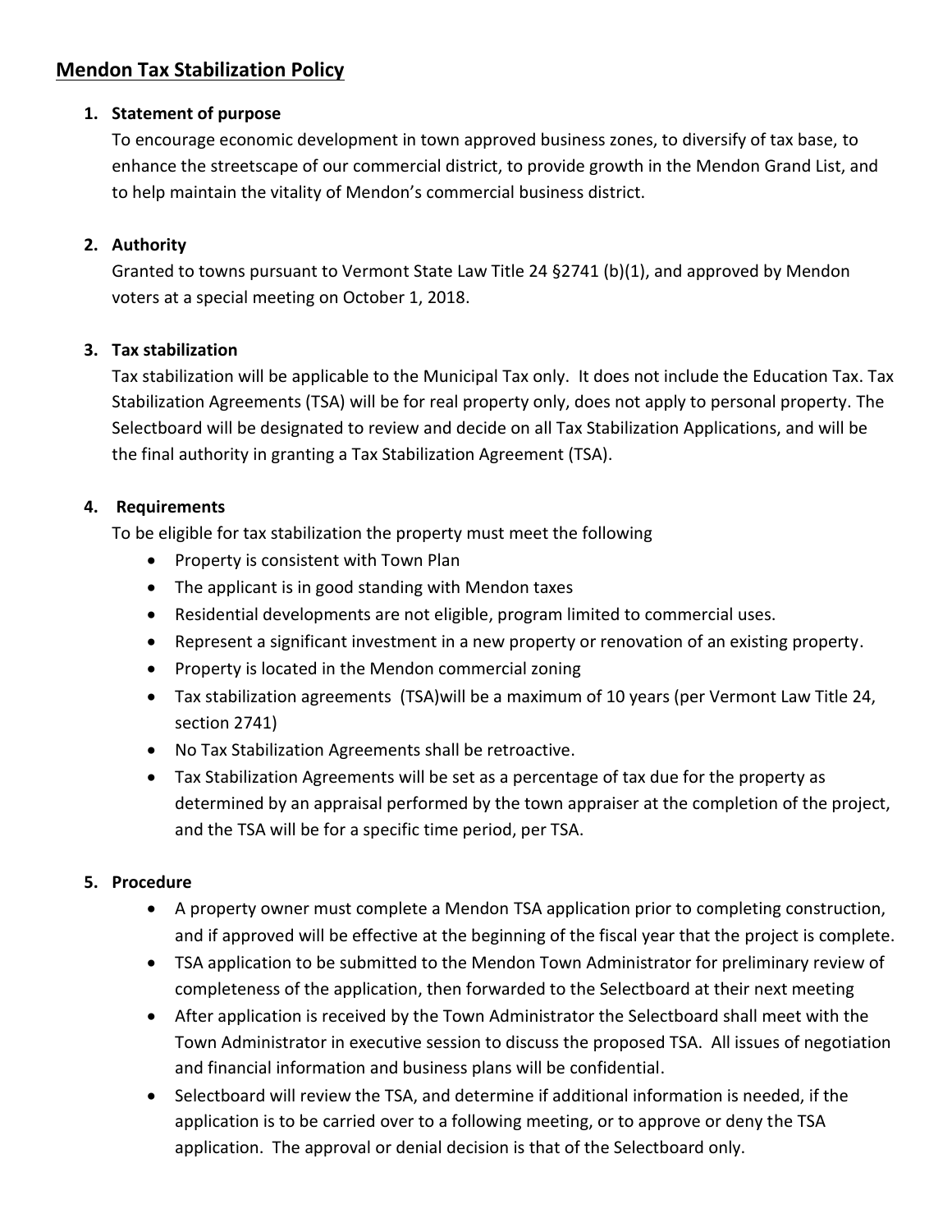# Mendon Tax Stabilization Policy

1. **Statement of purpose**

   To encourage economic development in town approved business zones, to diversify of tax base, to enhance the streetscape of our commercial district, to provide growth in the Mendon Grand List, and to help maintain the vitality of Mendon's commercial business district.

2. **Authority**

   Granted to towns pursuant to Vermont State Law Title 24 §2741 (b)(1), and approved by Mendon voters at a special meeting on October 1, 2018.

3. **Tax stabilization**

   Tax stabilization will be applicable to the Municipal Tax only. It does not include the Education Tax. Tax Stabilization Agreements (TSA) will be for real property only, does not apply to personal property. The Selectboard will be designated to review and decide on all Tax Stabilization Applications, and will be the final authority in granting a Tax Stabilization Agreement (TSA).

4. **Requirements**

   To be eligible for tax stabilization the property must meet the following

   - Property is consistent with Town Plan
   - The applicant is in good standing with Mendon taxes
   - Residential developments are not eligible, program limited to commercial uses.
   - Represent a significant investment in a new property or renovation of an existing property.
   - Property is located in the Mendon commercial zoning
   - Tax stabilization agreements (TSA)will be a maximum of 10 years (per Vermont Law Title 24, section 2741)
   - No Tax Stabilization Agreements shall be retroactive.
   - Tax Stabilization Agreements will be set as a percentage of tax due for the property as determined by an appraisal performed by the town appraiser at the completion of the project, and the TSA will be for a specific time period, per TSA.

5. **Procedure**

   - A property owner must complete a Mendon TSA application prior to completing construction, and if approved will be effective at the beginning of the fiscal year that the project is complete.
   - TSA application to be submitted to the Mendon Town Administrator for preliminary review of completeness of the application, then forwarded to the Selectboard at their next meeting
   - After application is received by the Town Administrator the Selectboard shall meet with the Town Administrator in executive session to discuss the proposed TSA. All issues of negotiation and financial information and business plans will be confidential.
   - Selectboard will review the TSA, and determine if additional information is needed, if the application is to be carried over to a following meeting, or to approve or deny the TSA application. The approval or denial decision is that of the Selectboard only.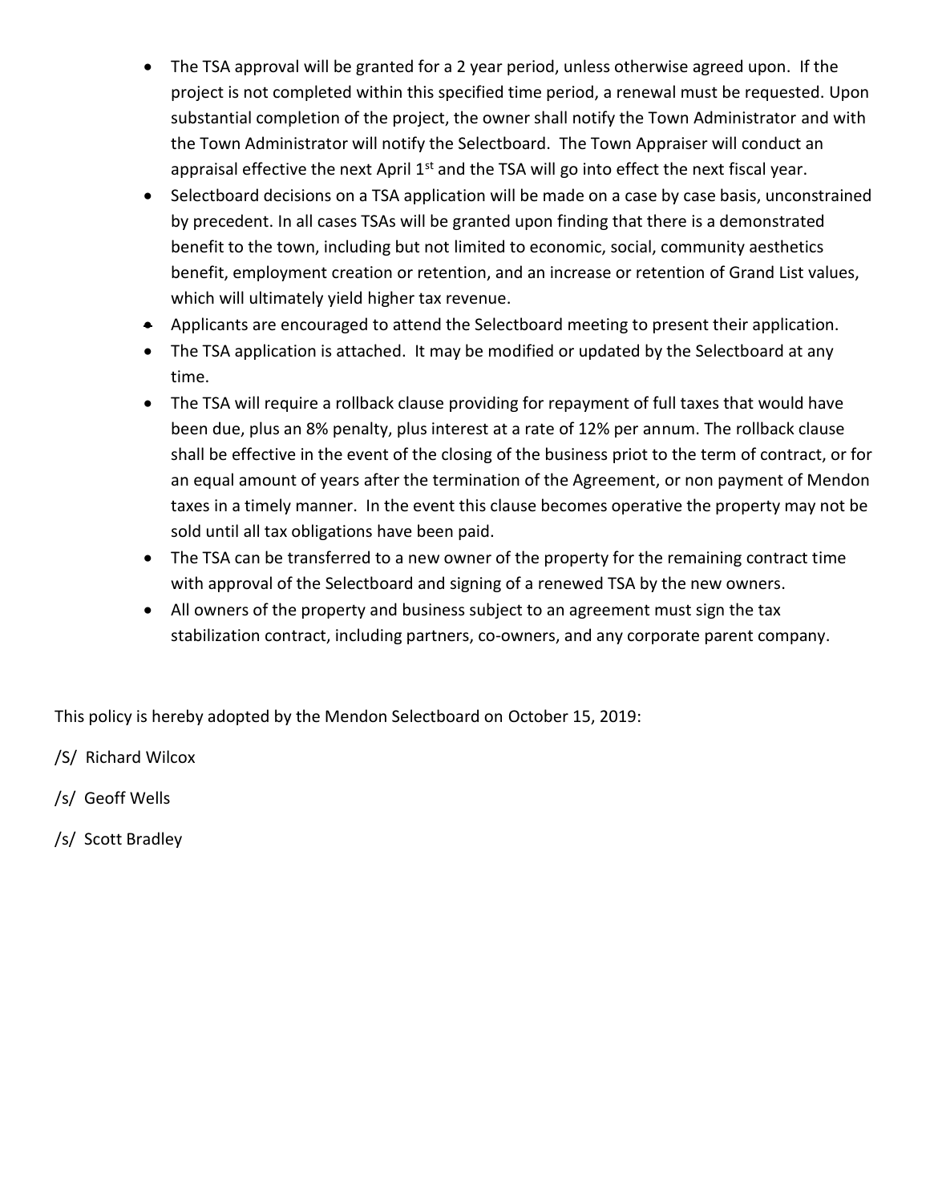- The TSA approval will be granted for a 2 year period, unless otherwise agreed upon. If the project is not completed within this specified time period, a renewal must be requested. Upon substantial completion of the project, the owner shall notify the Town Administrator and with the Town Administrator will notify the Selectboard. The Town Appraiser will conduct an appraisal effective the next April 1st and the TSA will go into effect the next fiscal year.
- Selectboard decisions on a TSA application will be made on a case by case basis, unconstrained by precedent. In all cases TSAs will be granted upon finding that there is a demonstrated benefit to the town, including but not limited to economic, social, community aesthetics benefit, employment creation or retention, and an increase or retention of Grand List values, which will ultimately yield higher tax revenue.
- Applicants are encouraged to attend the Selectboard meeting to present their application.
- The TSA application is attached. It may be modified or updated by the Selectboard at any time.
- The TSA will require a rollback clause providing for repayment of full taxes that would have been due, plus an 8% penalty, plus interest at a rate of 12% per annum. The rollback clause shall be effective in the event of the closing of the business priot to the term of contract, or for an equal amount of years after the termination of the Agreement, or non payment of Mendon taxes in a timely manner. In the event this clause becomes operative the property may not be sold until all tax obligations have been paid.
- The TSA can be transferred to a new owner of the property for the remaining contract time with approval of the Selectboard and signing of a renewed TSA by the new owners.
- All owners of the property and business subject to an agreement must sign the tax stabilization contract, including partners, co-owners, and any corporate parent company.

This policy is hereby adopted by the Mendon Selectboard on October 15, 2019:

/S/ Richard Wilcox

/s/ Geoff Wells

/s/ Scott Bradley